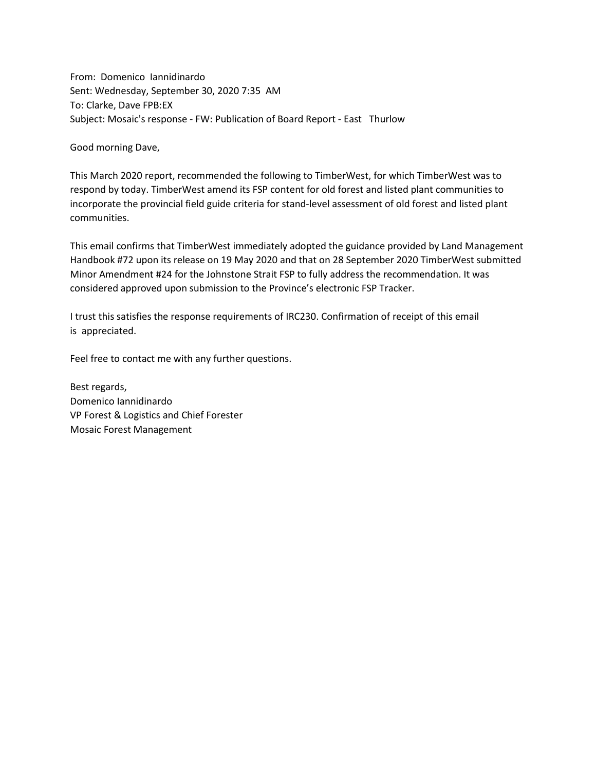From: Domenico Iannidinardo
Sent: Wednesday, September 30, 2020 7:35 AM
To: Clarke, Dave FPB:EX
Subject: Mosaic's response - FW: Publication of Board Report - East Thurlow

Good morning Dave,

This March 2020 report, recommended the following to TimberWest, for which TimberWest was to respond by today. TimberWest amend its FSP content for old forest and listed plant communities to incorporate the provincial field guide criteria for stand-level assessment of old forest and listed plant communities.

This email confirms that TimberWest immediately adopted the guidance provided by Land Management Handbook #72 upon its release on 19 May 2020 and that on 28 September 2020 TimberWest submitted Minor Amendment #24 for the Johnstone Strait FSP to fully address the recommendation. It was considered approved upon submission to the Province's electronic FSP Tracker.

I trust this satisfies the response requirements of IRC230. Confirmation of receipt of this email is appreciated.

Feel free to contact me with any further questions.

Best regards,
Domenico Iannidinardo
VP Forest & Logistics and Chief Forester
Mosaic Forest Management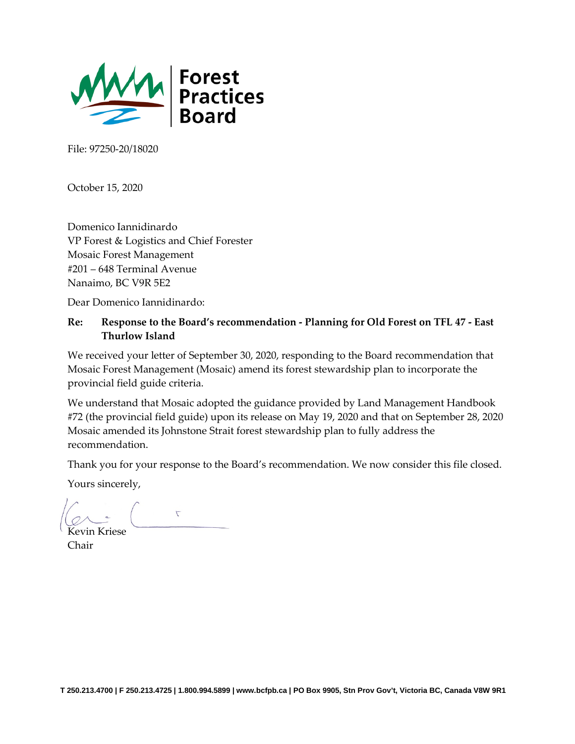Forest Practices Board

File: 97250-20/18020

October 15, 2020

Domenico Iannidinardo
VP Forest & Logistics and Chief Forester
Mosaic Forest Management
#201 – 648 Terminal Avenue
Nanaimo, BC V9R 5E2

Dear Domenico Iannidinardo:

**Re: Response to the Board's recommendation - Planning for Old Forest on TFL 47 - East Thurlow Island**

We received your letter of September 30, 2020, responding to the Board recommendation that Mosaic Forest Management (Mosaic) amend its forest stewardship plan to incorporate the provincial field guide criteria.

We understand that Mosaic adopted the guidance provided by Land Management Handbook #72 (the provincial field guide) upon its release on May 19, 2020 and that on September 28, 2020 Mosaic amended its Johnstone Strait forest stewardship plan to fully address the recommendation.

Thank you for your response to the Board's recommendation. We now consider this file closed.

Yours sincerely,

Kevin Kriese
Chair

T 250.213.4700 | F 250.213.4725 | 1.800.994.5899 | www.bcfpb.ca | PO Box 9905, Stn Prov Gov't, Victoria BC, Canada V8W 9R1